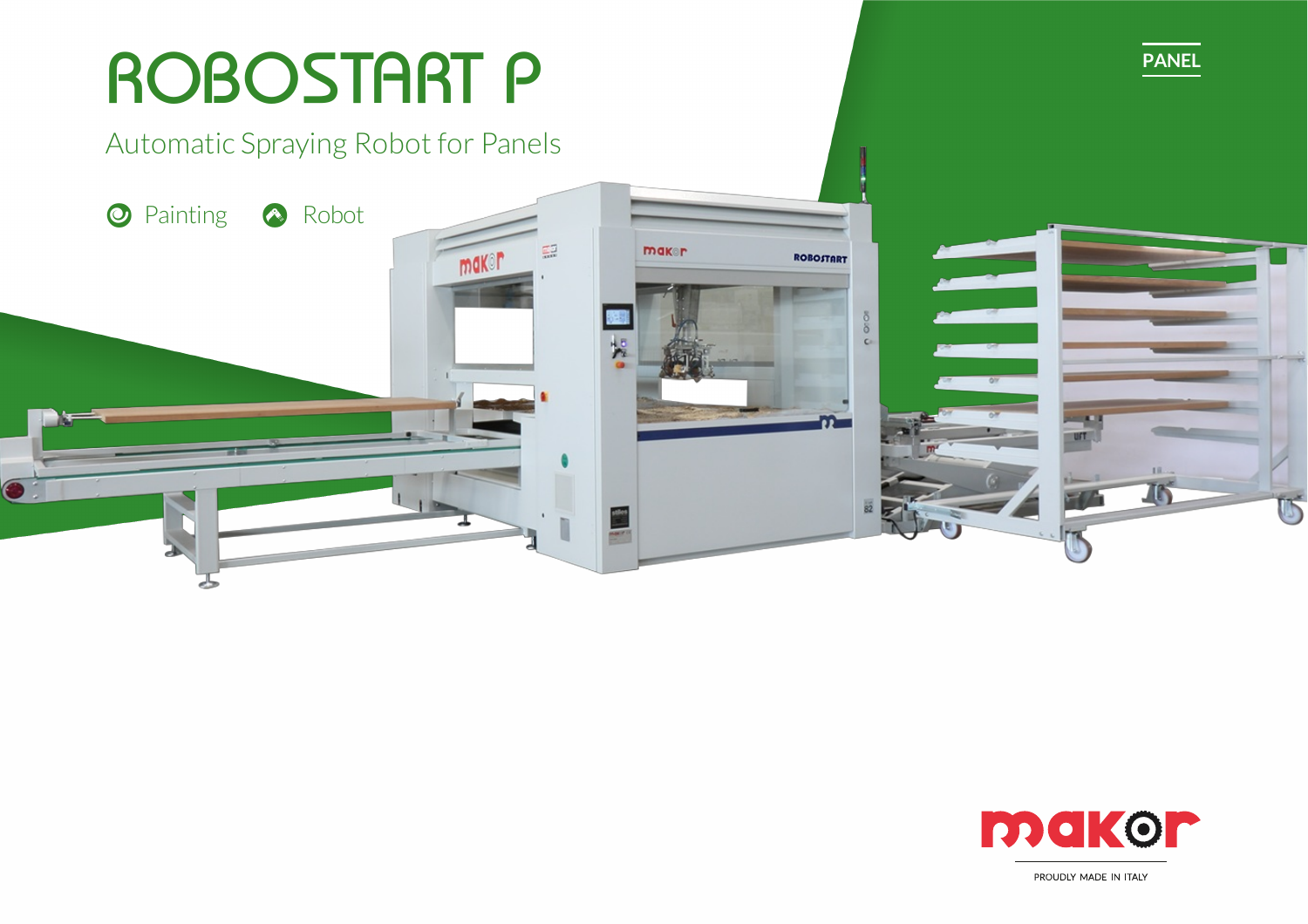# ROBOSTART P

## Automatic Spraying Robot for Panels

Painting    Robot

PANEL

makor

PROUDLY MADE IN ITALY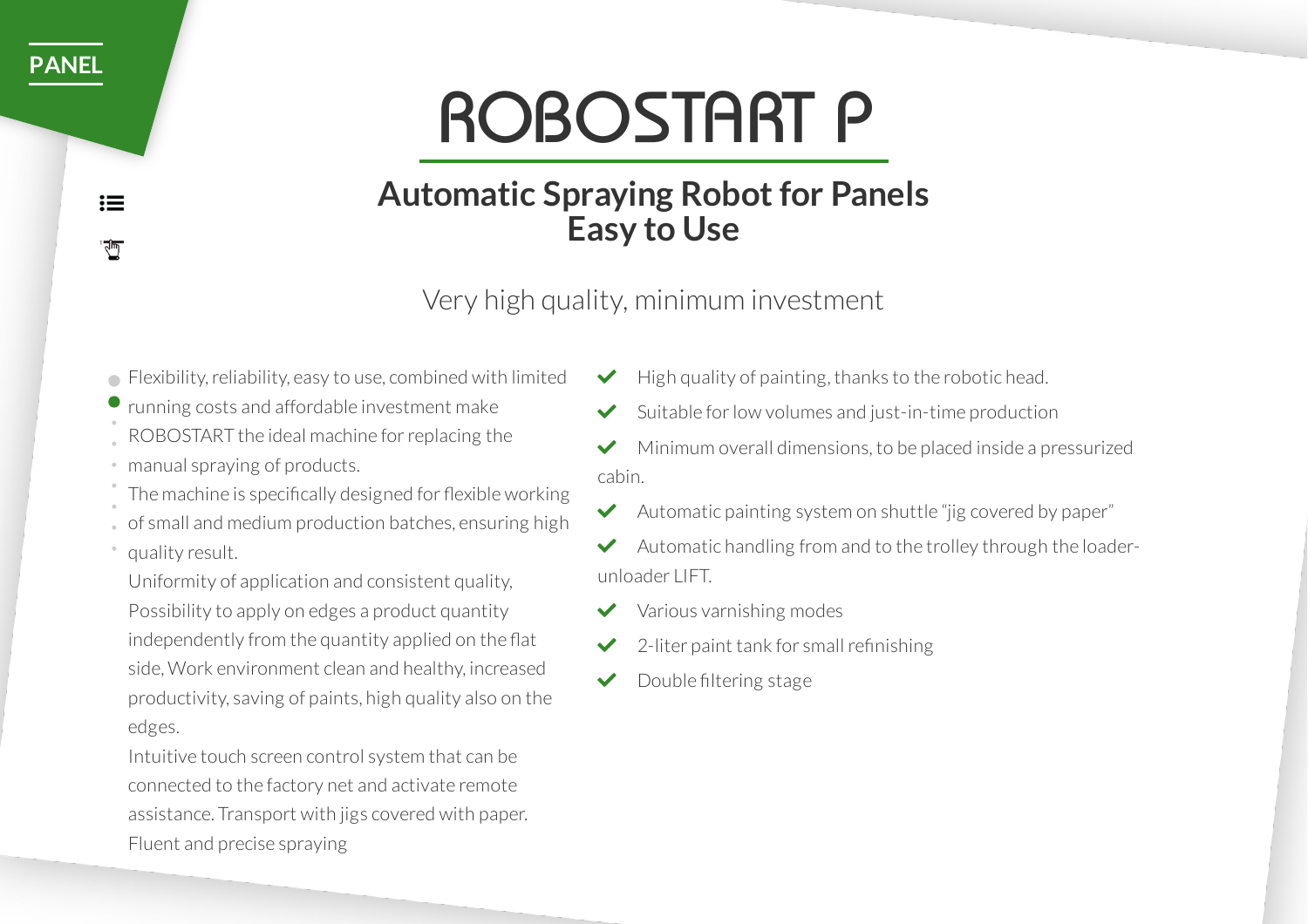PANEL

# ROBOSTART P

## Automatic Spraying Robot for Panels
## Easy to Use

Very high quality, minimum investment

Flexibility, reliability, easy to use, combined with limited running costs and affordable investment make ROBOSTART the ideal machine for replacing the manual spraying of products.
The machine is specifically designed for flexible working of small and medium production batches, ensuring high quality result.
Uniformity of application and consistent quality, Possibility to apply on edges a product quantity independently from the quantity applied on the flat side, Work environment clean and healthy, increased productivity, saving of paints, high quality also on the edges.
Intuitive touch screen control system that can be connected to the factory net and activate remote assistance. Transport with jigs covered with paper.
Fluent and precise spraying

- High quality of painting, thanks to the robotic head.
- Suitable for low volumes and just-in-time production
- Minimum overall dimensions, to be placed inside a pressurized cabin.
- Automatic painting system on shuttle "jig covered by paper"
- Automatic handling from and to the trolley through the loader-unloader LIFT.
- Various varnishing modes
- 2-liter paint tank for small refinishing
- Double filtering stage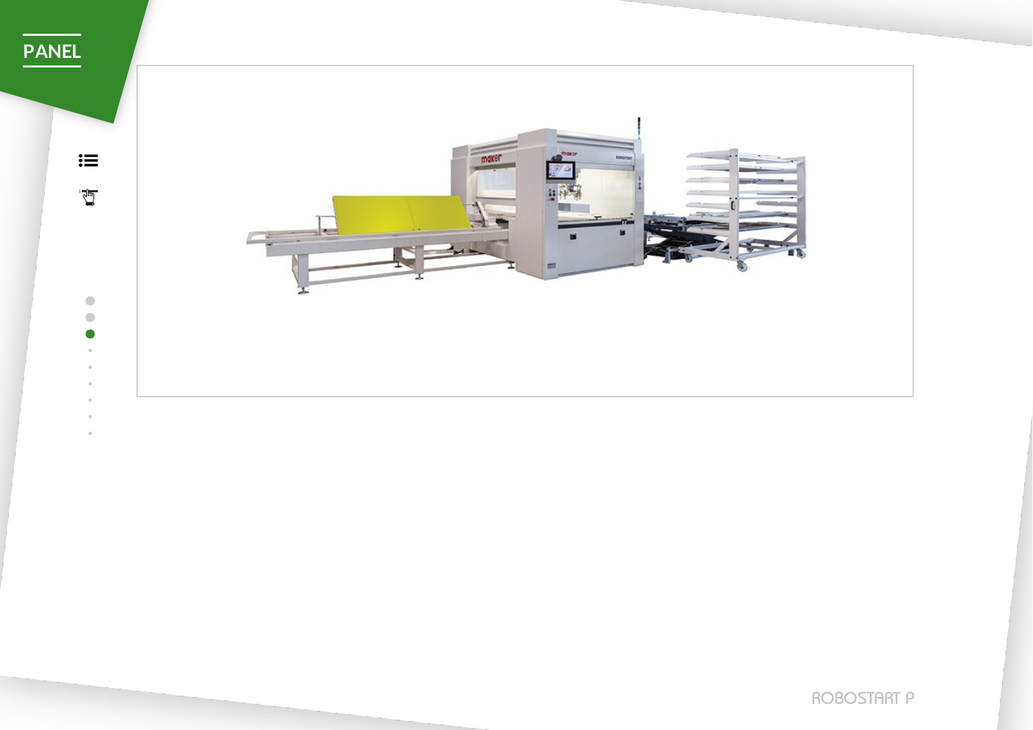# PANEL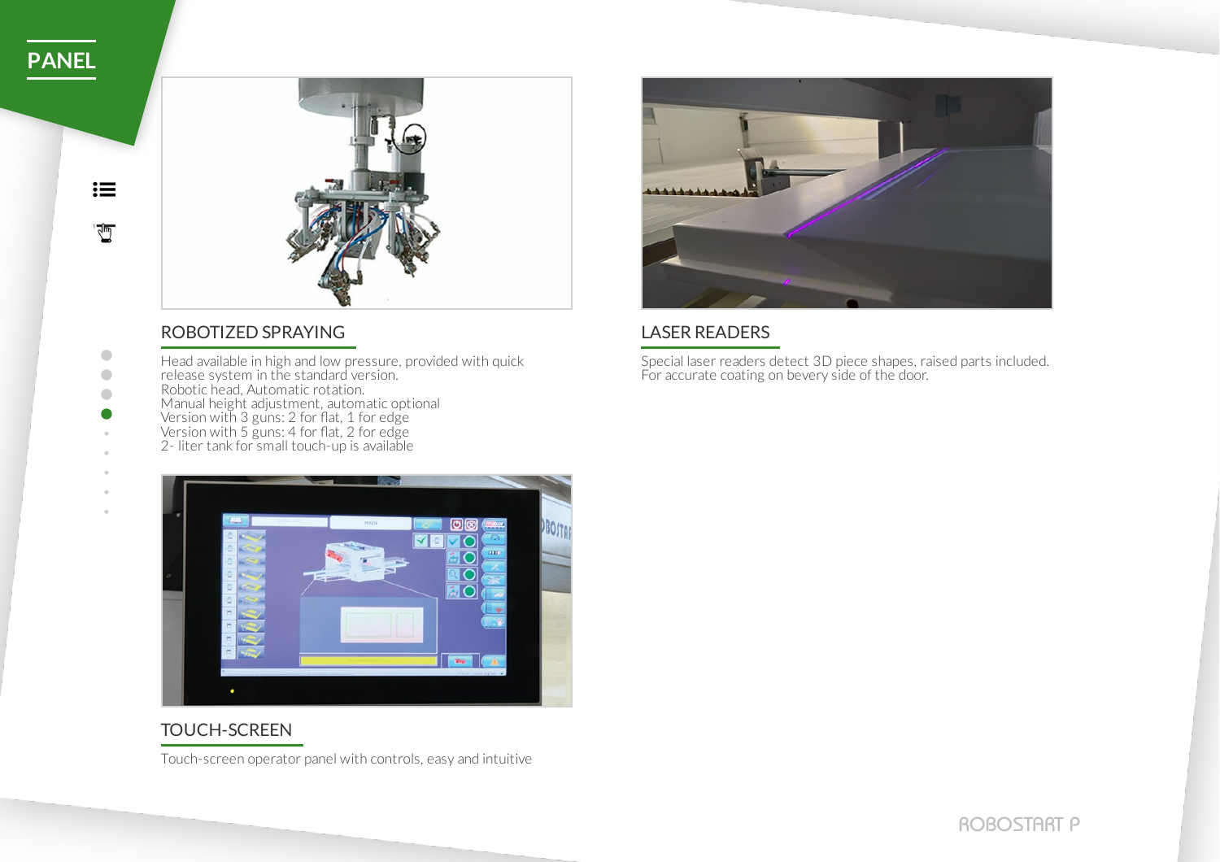## PANEL

### ROBOTIZED SPRAYING

Head available in high and low pressure, provided with quick release system in the standard version.
Robotic head, Automatic rotation.
Manual height adjustment, automatic optional
Version with 3 guns: 2 for flat, 1 for edge
Version with 5 guns: 4 for flat, 2 for edge
2- liter tank for small touch-up is available

### LASER READERS

Special laser readers detect 3D piece shapes, raised parts included. For accurate coating on bevery side of the door.

### TOUCH-SCREEN

Touch-screen operator panel with controls, easy and intuitive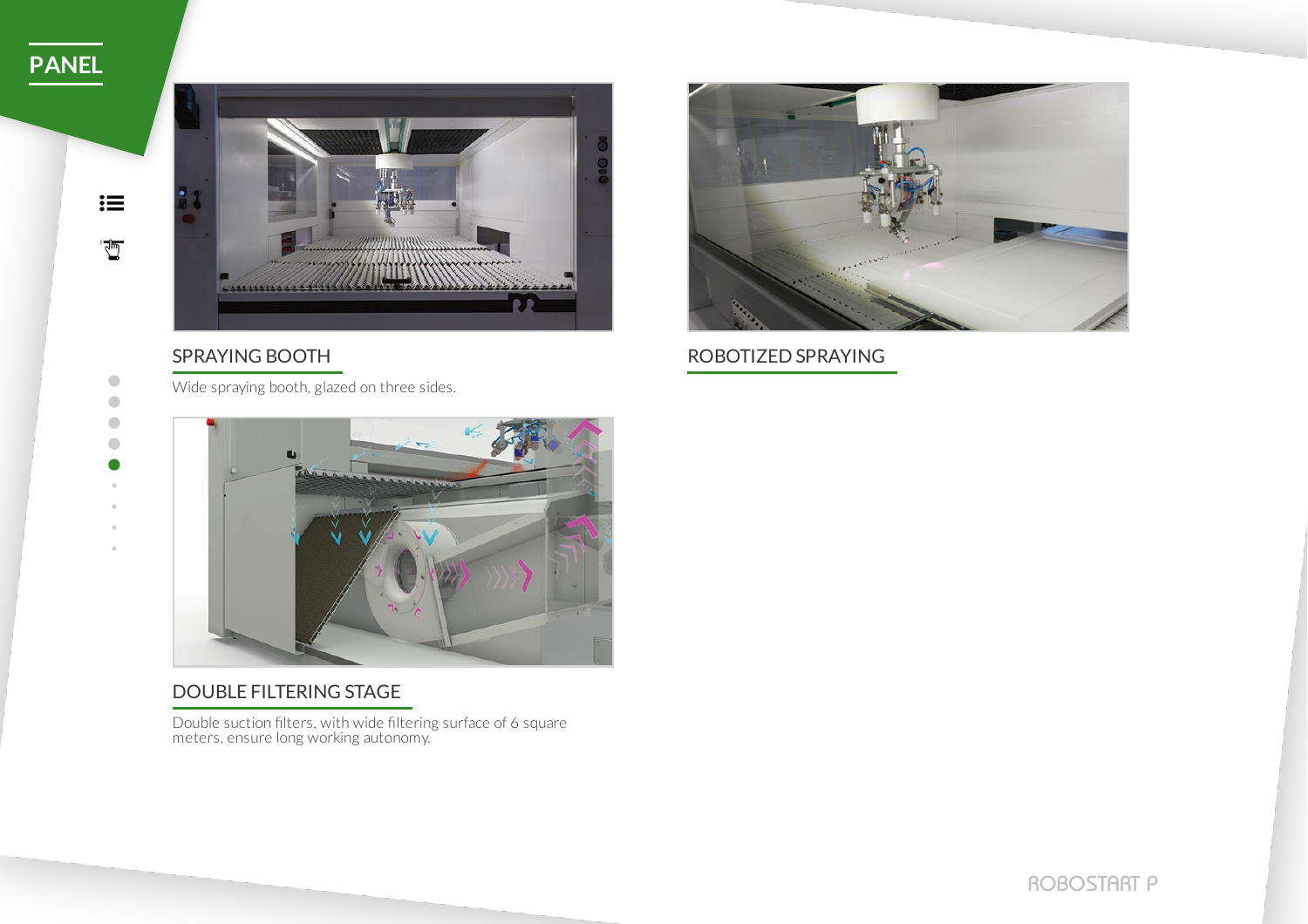# PANEL

## SPRAYING BOOTH

Wide spraying booth, glazed on three sides.

## ROBOTIZED SPRAYING

## DOUBLE FILTERING STAGE

Double suction filters, with wide filtering surface of 6 square meters, ensure long working autonomy.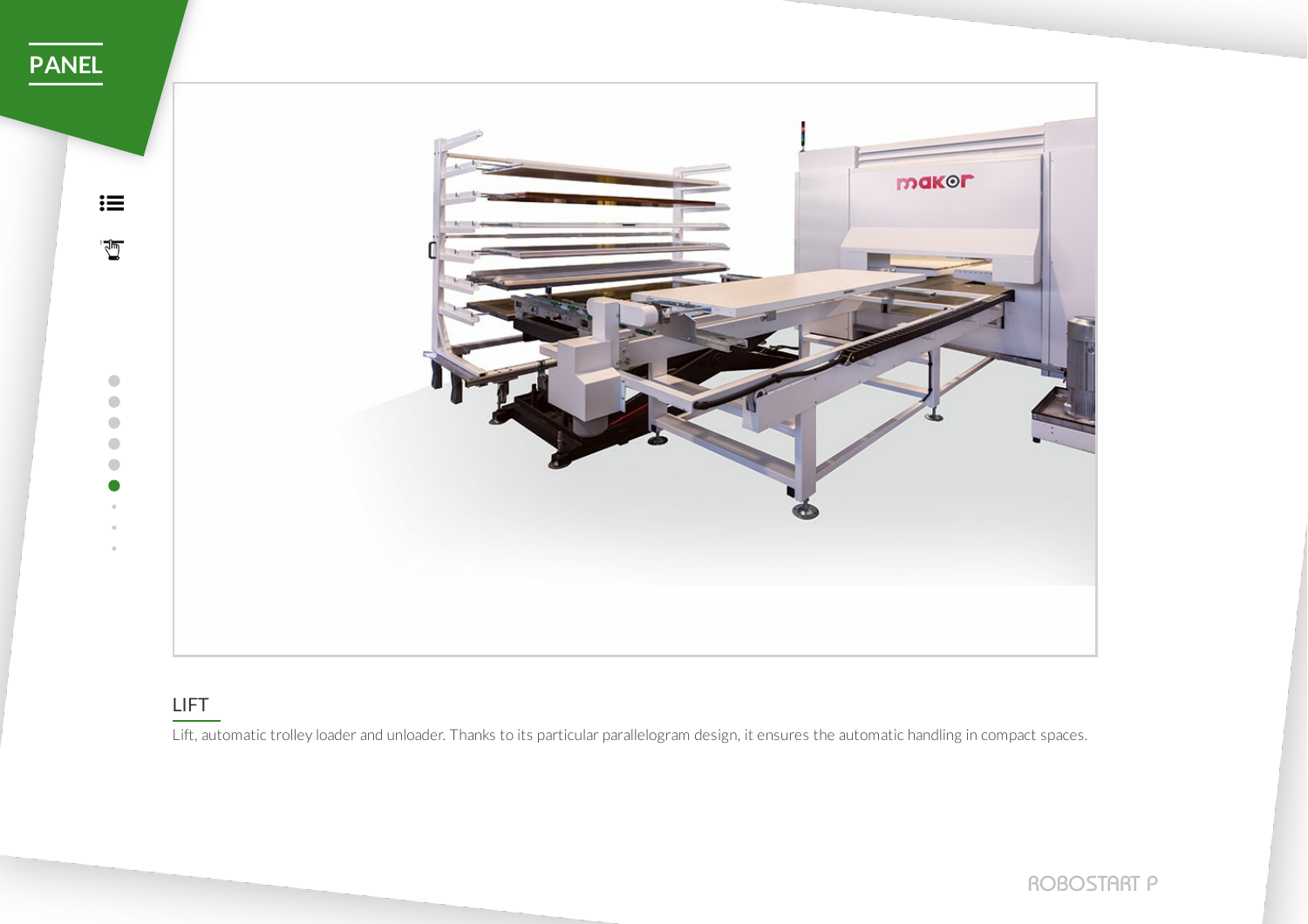## LIFT

Lift, automatic trolley loader and unloader. Thanks to its particular parallelogram design, it ensures the automatic handling in compact spaces.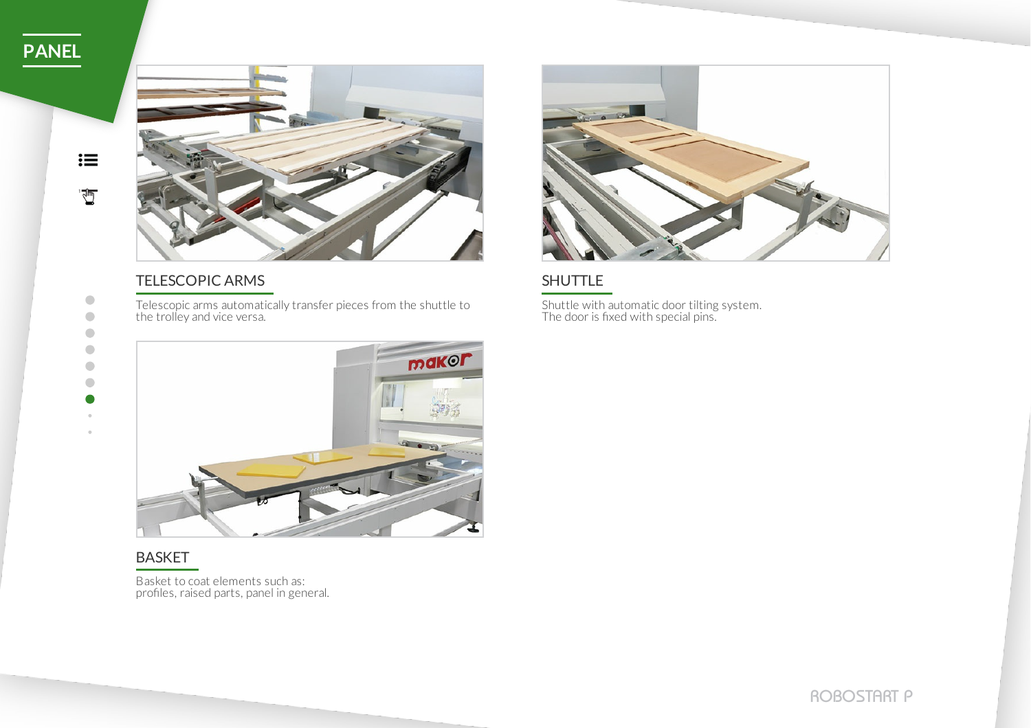## PANEL

### TELESCOPIC ARMS

Telescopic arms automatically transfer pieces from the shuttle to the trolley and vice versa.

### SHUTTLE

Shuttle with automatic door tilting system.
The door is fixed with special pins.

### BASKET

Basket to coat elements such as:
profiles, raised parts, panel in general.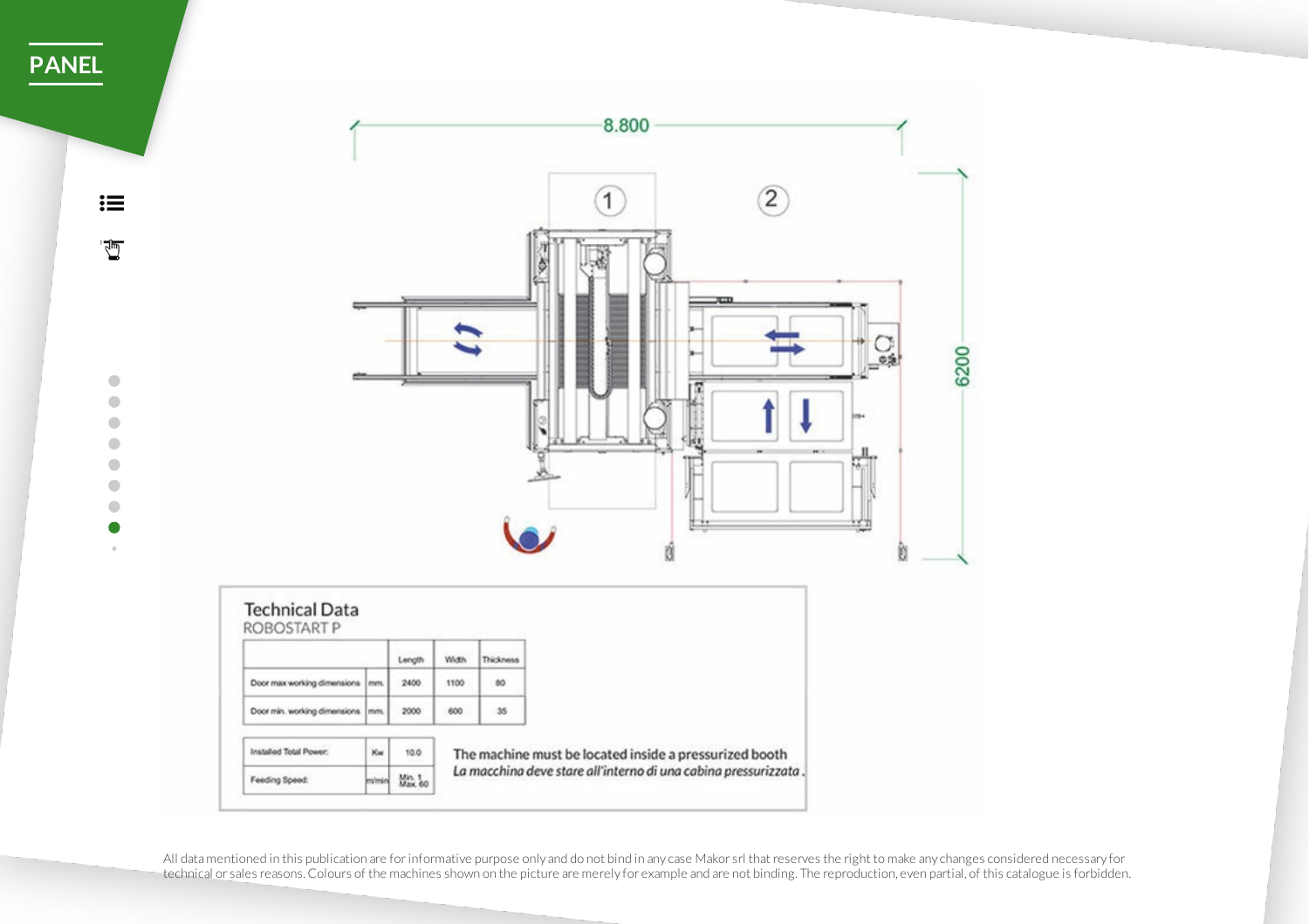PANEL

8.800

6200

1

2

## Technical Data

ROBOSTART P

| | | Length | Width | Thickness |
|---|---|---|---|---|
| Door max working dimensions | mm. | 2400 | 1100 | 80 |
| Door min. working dimensions | mm. | 2000 | 600 | 35 |

| | | |
|---|---|---|
| Installed Total Power: | Kw | 10.0 |
| Feeding Speed: | m/min | Min. 1 Max. 60 |

The machine must be located inside a pressurized booth

*La macchina deve stare all'interno di una cabina pressurizzata.*

All data mentioned in this publication are for informative purpose only and do not bind in any case Makor srl that reserves the right to make any changes considered necessary for technical or sales reasons. Colours of the machines shown on the picture are merely for example and are not binding. The reproduction, even partial, of this catalogue is forbidden.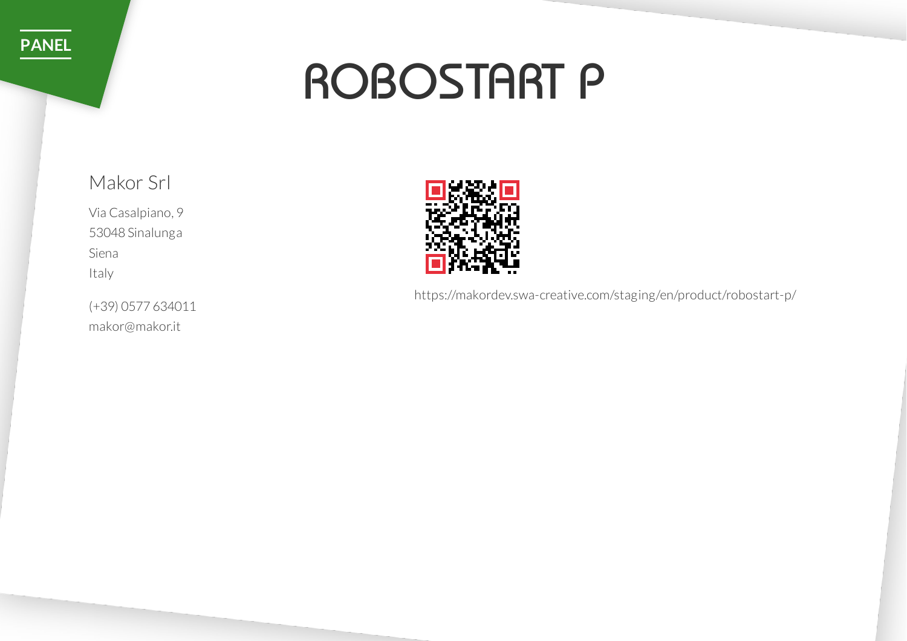PANEL

# ROBOSTART P

Makor Srl

Via Casalpiano, 9
53048 Sinalunga
Siena
Italy

(+39) 0577 634011
makor@makor.it

https://makordev.swa-creative.com/staging/en/product/robostart-p/